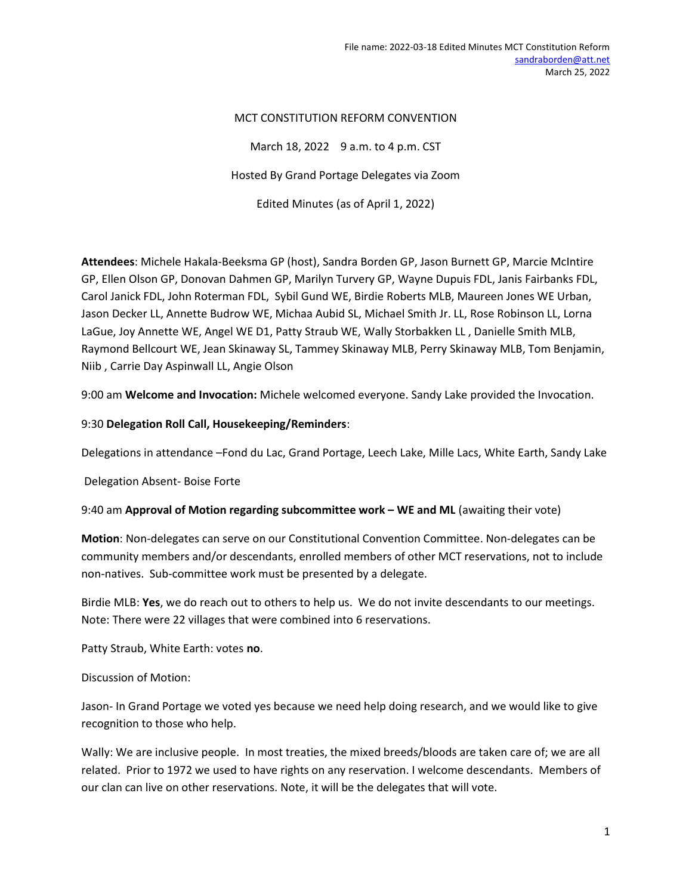File name: 2022-03-18 Edited Minutes MCT Constitution Reform
sandraborden@att.net
March 25, 2022

MCT CONSTITUTION REFORM CONVENTION

March 18, 2022 9 a.m. to 4 p.m. CST

Hosted By Grand Portage Delegates via Zoom

Edited Minutes (as of April 1, 2022)

**Attendees**: Michele Hakala-Beeksma GP (host), Sandra Borden GP, Jason Burnett GP, Marcie McIntire GP, Ellen Olson GP, Donovan Dahmen GP, Marilyn Turvery GP, Wayne Dupuis FDL, Janis Fairbanks FDL, Carol Janick FDL, John Roterman FDL, Sybil Gund WE, Birdie Roberts MLB, Maureen Jones WE Urban, Jason Decker LL, Annette Budrow WE, Michaa Aubid SL, Michael Smith Jr. LL, Rose Robinson LL, Lorna LaGue, Joy Annette WE, Angel WE D1, Patty Straub WE, Wally Storbakken LL , Danielle Smith MLB, Raymond Bellcourt WE, Jean Skinaway SL, Tammey Skinaway MLB, Perry Skinaway MLB, Tom Benjamin, Niib , Carrie Day Aspinwall LL, Angie Olson

9:00 am **Welcome and Invocation:** Michele welcomed everyone. Sandy Lake provided the Invocation.

9:30 **Delegation Roll Call, Housekeeping/Reminders**:

Delegations in attendance –Fond du Lac, Grand Portage, Leech Lake, Mille Lacs, White Earth, Sandy Lake

Delegation Absent- Boise Forte

9:40 am **Approval of Motion regarding subcommittee work – WE and ML** (awaiting their vote)

**Motion**: Non-delegates can serve on our Constitutional Convention Committee. Non-delegates can be community members and/or descendants, enrolled members of other MCT reservations, not to include non-natives. Sub-committee work must be presented by a delegate.

Birdie MLB: **Yes**, we do reach out to others to help us. We do not invite descendants to our meetings. Note: There were 22 villages that were combined into 6 reservations.

Patty Straub, White Earth: votes **no**.

Discussion of Motion:

Jason- In Grand Portage we voted yes because we need help doing research, and we would like to give recognition to those who help.

Wally: We are inclusive people. In most treaties, the mixed breeds/bloods are taken care of; we are all related. Prior to 1972 we used to have rights on any reservation. I welcome descendants. Members of our clan can live on other reservations. Note, it will be the delegates that will vote.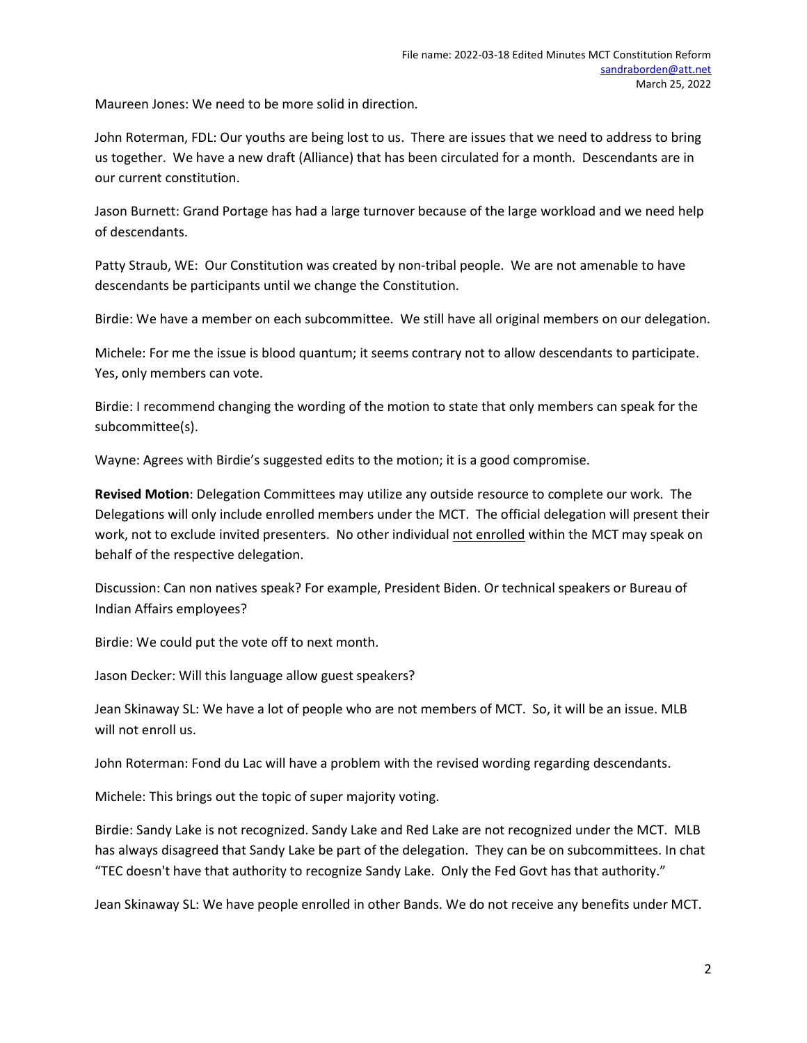Maureen Jones: We need to be more solid in direction.

John Roterman, FDL: Our youths are being lost to us. There are issues that we need to address to bring us together. We have a new draft (Alliance) that has been circulated for a month. Descendants are in our current constitution.

Jason Burnett: Grand Portage has had a large turnover because of the large workload and we need help of descendants.

Patty Straub, WE: Our Constitution was created by non-tribal people. We are not amenable to have descendants be participants until we change the Constitution.

Birdie: We have a member on each subcommittee. We still have all original members on our delegation.

Michele: For me the issue is blood quantum; it seems contrary not to allow descendants to participate. Yes, only members can vote.

Birdie: I recommend changing the wording of the motion to state that only members can speak for the subcommittee(s).

Wayne: Agrees with Birdie's suggested edits to the motion; it is a good compromise.

**Revised Motion**: Delegation Committees may utilize any outside resource to complete our work. The Delegations will only include enrolled members under the MCT. The official delegation will present their work, not to exclude invited presenters. No other individual <u>not enrolled</u> within the MCT may speak on behalf of the respective delegation.

Discussion: Can non natives speak? For example, President Biden. Or technical speakers or Bureau of Indian Affairs employees?

Birdie: We could put the vote off to next month.

Jason Decker: Will this language allow guest speakers?

Jean Skinaway SL: We have a lot of people who are not members of MCT. So, it will be an issue. MLB will not enroll us.

John Roterman: Fond du Lac will have a problem with the revised wording regarding descendants.

Michele: This brings out the topic of super majority voting.

Birdie: Sandy Lake is not recognized. Sandy Lake and Red Lake are not recognized under the MCT. MLB has always disagreed that Sandy Lake be part of the delegation. They can be on subcommittees. In chat "TEC doesn't have that authority to recognize Sandy Lake. Only the Fed Govt has that authority."

Jean Skinaway SL: We have people enrolled in other Bands. We do not receive any benefits under MCT.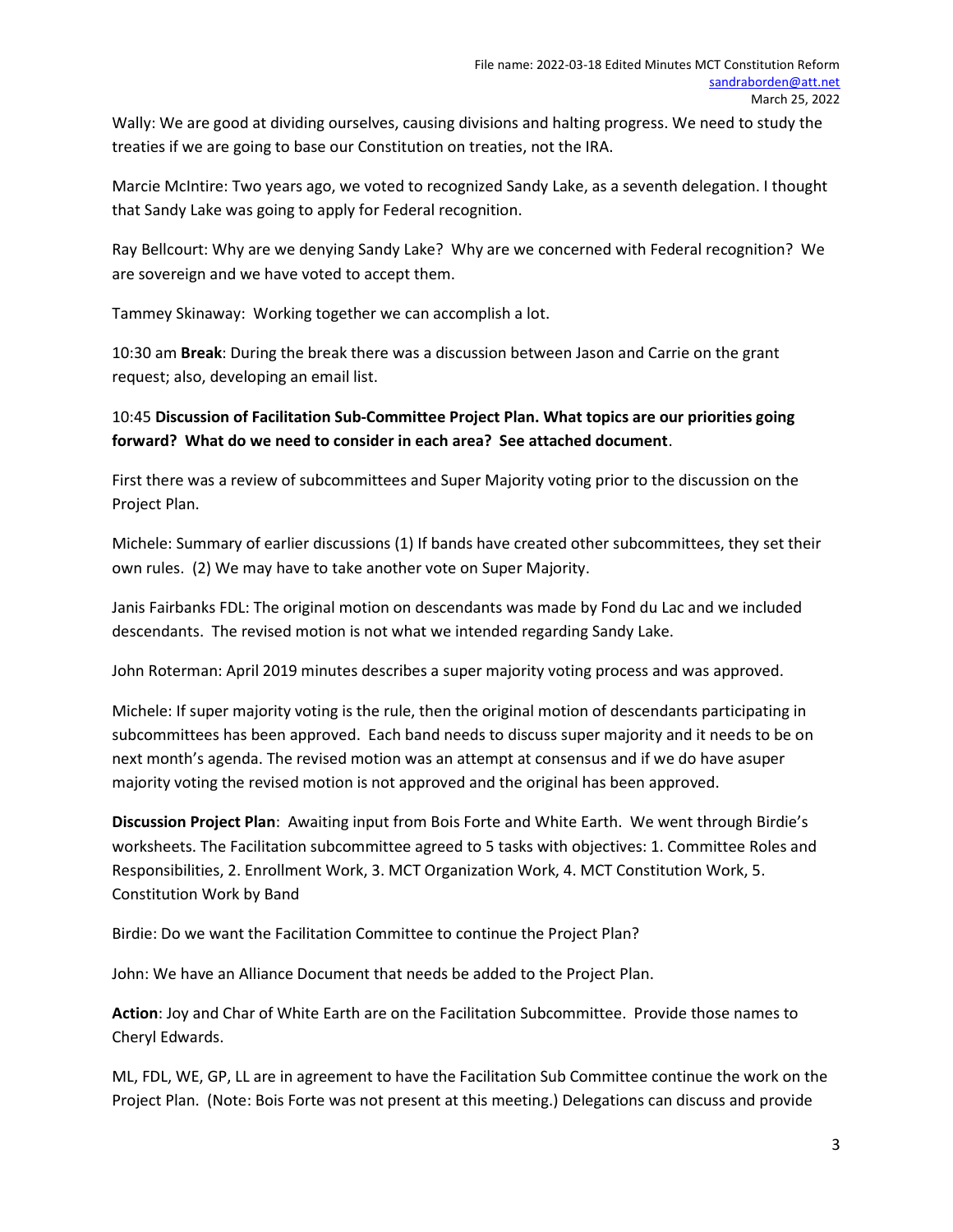Wally: We are good at dividing ourselves, causing divisions and halting progress. We need to study the treaties if we are going to base our Constitution on treaties, not the IRA.

Marcie McIntire: Two years ago, we voted to recognized Sandy Lake, as a seventh delegation. I thought that Sandy Lake was going to apply for Federal recognition.

Ray Bellcourt: Why are we denying Sandy Lake? Why are we concerned with Federal recognition? We are sovereign and we have voted to accept them.

Tammey Skinaway: Working together we can accomplish a lot.

10:30 am **Break**: During the break there was a discussion between Jason and Carrie on the grant request; also, developing an email list.

10:45 **Discussion of Facilitation Sub-Committee Project Plan. What topics are our priorities going forward? What do we need to consider in each area? See attached document**.

First there was a review of subcommittees and Super Majority voting prior to the discussion on the Project Plan.

Michele: Summary of earlier discussions (1) If bands have created other subcommittees, they set their own rules. (2) We may have to take another vote on Super Majority.

Janis Fairbanks FDL: The original motion on descendants was made by Fond du Lac and we included descendants. The revised motion is not what we intended regarding Sandy Lake.

John Roterman: April 2019 minutes describes a super majority voting process and was approved.

Michele: If super majority voting is the rule, then the original motion of descendants participating in subcommittees has been approved. Each band needs to discuss super majority and it needs to be on next month's agenda. The revised motion was an attempt at consensus and if we do have asuper majority voting the revised motion is not approved and the original has been approved.

**Discussion Project Plan**: Awaiting input from Bois Forte and White Earth. We went through Birdie's worksheets. The Facilitation subcommittee agreed to 5 tasks with objectives: 1. Committee Roles and Responsibilities, 2. Enrollment Work, 3. MCT Organization Work, 4. MCT Constitution Work, 5. Constitution Work by Band

Birdie: Do we want the Facilitation Committee to continue the Project Plan?

John: We have an Alliance Document that needs be added to the Project Plan.

**Action**: Joy and Char of White Earth are on the Facilitation Subcommittee. Provide those names to Cheryl Edwards.

ML, FDL, WE, GP, LL are in agreement to have the Facilitation Sub Committee continue the work on the Project Plan. (Note: Bois Forte was not present at this meeting.) Delegations can discuss and provide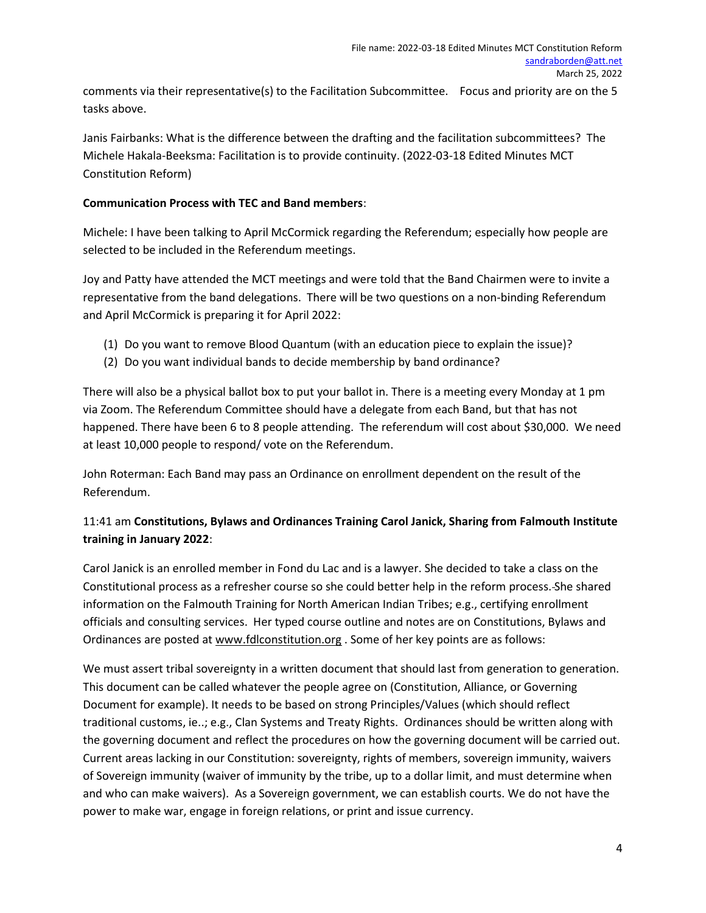comments via their representative(s) to the Facilitation Subcommittee.    Focus and priority are on the 5 tasks above.

Janis Fairbanks: What is the difference between the drafting and the facilitation subcommittees?  The Michele Hakala-Beeksma: Facilitation is to provide continuity. (2022-03-18 Edited Minutes MCT Constitution Reform)

**Communication Process with TEC and Band members**:

Michele: I have been talking to April McCormick regarding the Referendum; especially how people are selected to be included in the Referendum meetings.

Joy and Patty have attended the MCT meetings and were told that the Band Chairmen were to invite a representative from the band delegations.  There will be two questions on a non-binding Referendum and April McCormick is preparing it for April 2022:

(1) Do you want to remove Blood Quantum (with an education piece to explain the issue)?
(2) Do you want individual bands to decide membership by band ordinance?

There will also be a physical ballot box to put your ballot in. There is a meeting every Monday at 1 pm via Zoom. The Referendum Committee should have a delegate from each Band, but that has not happened. There have been 6 to 8 people attending.  The referendum will cost about $30,000.  We need at least 10,000 people to respond/ vote on the Referendum.

John Roterman: Each Band may pass an Ordinance on enrollment dependent on the result of the Referendum.

11:41 am **Constitutions, Bylaws and Ordinances Training Carol Janick, Sharing from Falmouth Institute training in January 2022**:

Carol Janick is an enrolled member in Fond du Lac and is a lawyer. She decided to take a class on the Constitutional process as a refresher course so she could better help in the reform process. She shared information on the Falmouth Training for North American Indian Tribes; e.g., certifying enrollment officials and consulting services.  Her typed course outline and notes are on Constitutions, Bylaws and Ordinances are posted at www.fdlconstitution.org . Some of her key points are as follows:

We must assert tribal sovereignty in a written document that should last from generation to generation. This document can be called whatever the people agree on (Constitution, Alliance, or Governing Document for example). It needs to be based on strong Principles/Values (which should reflect traditional customs, ie..; e.g., Clan Systems and Treaty Rights.  Ordinances should be written along with the governing document and reflect the procedures on how the governing document will be carried out. Current areas lacking in our Constitution: sovereignty, rights of members, sovereign immunity, waivers of Sovereign immunity (waiver of immunity by the tribe, up to a dollar limit, and must determine when and who can make waivers).  As a Sovereign government, we can establish courts. We do not have the power to make war, engage in foreign relations, or print and issue currency.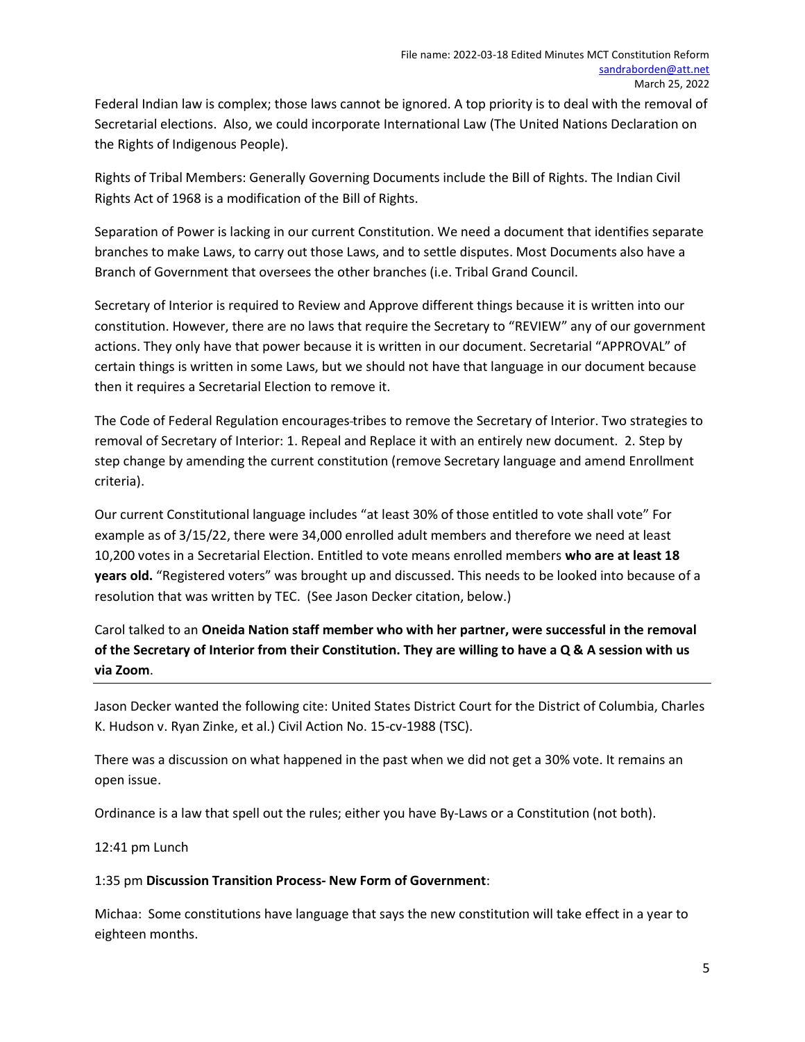Federal Indian law is complex; those laws cannot be ignored. A top priority is to deal with the removal of Secretarial elections. Also, we could incorporate International Law (The United Nations Declaration on the Rights of Indigenous People).

Rights of Tribal Members: Generally Governing Documents include the Bill of Rights. The Indian Civil Rights Act of 1968 is a modification of the Bill of Rights.

Separation of Power is lacking in our current Constitution. We need a document that identifies separate branches to make Laws, to carry out those Laws, and to settle disputes. Most Documents also have a Branch of Government that oversees the other branches (i.e. Tribal Grand Council.

Secretary of Interior is required to Review and Approve different things because it is written into our constitution. However, there are no laws that require the Secretary to "REVIEW" any of our government actions. They only have that power because it is written in our document. Secretarial "APPROVAL" of certain things is written in some Laws, but we should not have that language in our document because then it requires a Secretarial Election to remove it.

The Code of Federal Regulation encourages tribes to remove the Secretary of Interior. Two strategies to removal of Secretary of Interior: 1. Repeal and Replace it with an entirely new document. 2. Step by step change by amending the current constitution (remove Secretary language and amend Enrollment criteria).

Our current Constitutional language includes "at least 30% of those entitled to vote shall vote" For example as of 3/15/22, there were 34,000 enrolled adult members and therefore we need at least 10,200 votes in a Secretarial Election. Entitled to vote means enrolled members **who are at least 18 years old.** "Registered voters" was brought up and discussed. This needs to be looked into because of a resolution that was written by TEC. (See Jason Decker citation, below.)

Carol talked to an **Oneida Nation staff member who with her partner, were successful in the removal of the Secretary of Interior from their Constitution. They are willing to have a Q & A session with us via Zoom**.

---

Jason Decker wanted the following cite: United States District Court for the District of Columbia, Charles K. Hudson v. Ryan Zinke, et al.) Civil Action No. 15-cv-1988 (TSC).

There was a discussion on what happened in the past when we did not get a 30% vote. It remains an open issue.

Ordinance is a law that spell out the rules; either you have By-Laws or a Constitution (not both).

12:41 pm Lunch

1:35 pm **Discussion Transition Process- New Form of Government**:

Michaa: Some constitutions have language that says the new constitution will take effect in a year to eighteen months.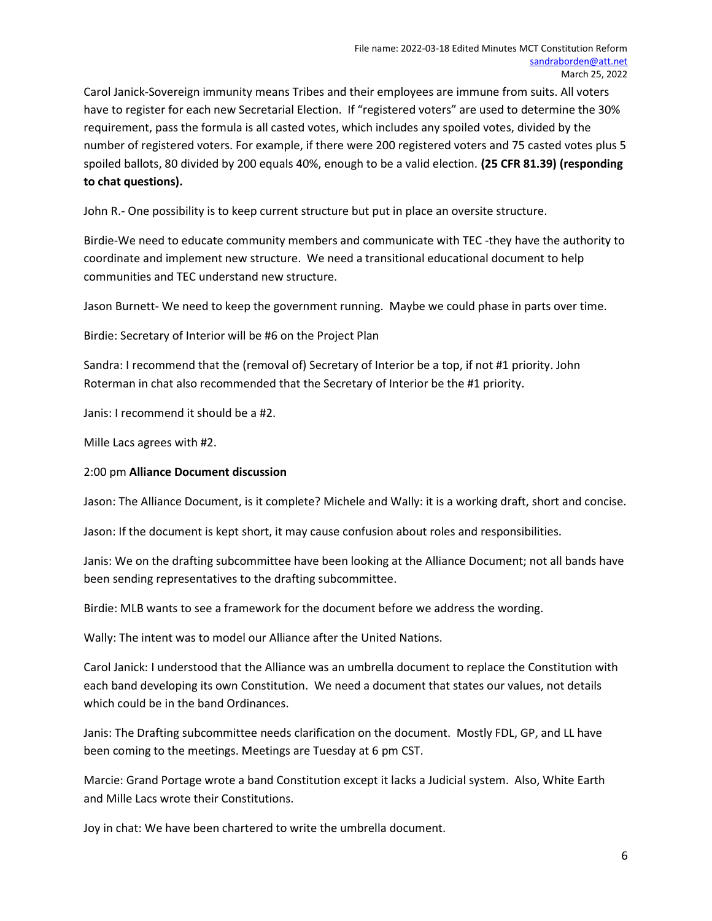Carol Janick-Sovereign immunity means Tribes and their employees are immune from suits. All voters have to register for each new Secretarial Election. If "registered voters" are used to determine the 30% requirement, pass the formula is all casted votes, which includes any spoiled votes, divided by the number of registered voters. For example, if there were 200 registered voters and 75 casted votes plus 5 spoiled ballots, 80 divided by 200 equals 40%, enough to be a valid election. **(25 CFR 81.39) (responding to chat questions).**

John R.- One possibility is to keep current structure but put in place an oversite structure.

Birdie-We need to educate community members and communicate with TEC -they have the authority to coordinate and implement new structure. We need a transitional educational document to help communities and TEC understand new structure.

Jason Burnett- We need to keep the government running. Maybe we could phase in parts over time.

Birdie: Secretary of Interior will be #6 on the Project Plan

Sandra: I recommend that the (removal of) Secretary of Interior be a top, if not #1 priority. John Roterman in chat also recommended that the Secretary of Interior be the #1 priority.

Janis: I recommend it should be a #2.

Mille Lacs agrees with #2.

2:00 pm **Alliance Document discussion**

Jason: The Alliance Document, is it complete? Michele and Wally: it is a working draft, short and concise.

Jason: If the document is kept short, it may cause confusion about roles and responsibilities.

Janis: We on the drafting subcommittee have been looking at the Alliance Document; not all bands have been sending representatives to the drafting subcommittee.

Birdie: MLB wants to see a framework for the document before we address the wording.

Wally: The intent was to model our Alliance after the United Nations.

Carol Janick: I understood that the Alliance was an umbrella document to replace the Constitution with each band developing its own Constitution. We need a document that states our values, not details which could be in the band Ordinances.

Janis: The Drafting subcommittee needs clarification on the document. Mostly FDL, GP, and LL have been coming to the meetings. Meetings are Tuesday at 6 pm CST.

Marcie: Grand Portage wrote a band Constitution except it lacks a Judicial system. Also, White Earth and Mille Lacs wrote their Constitutions.

Joy in chat: We have been chartered to write the umbrella document.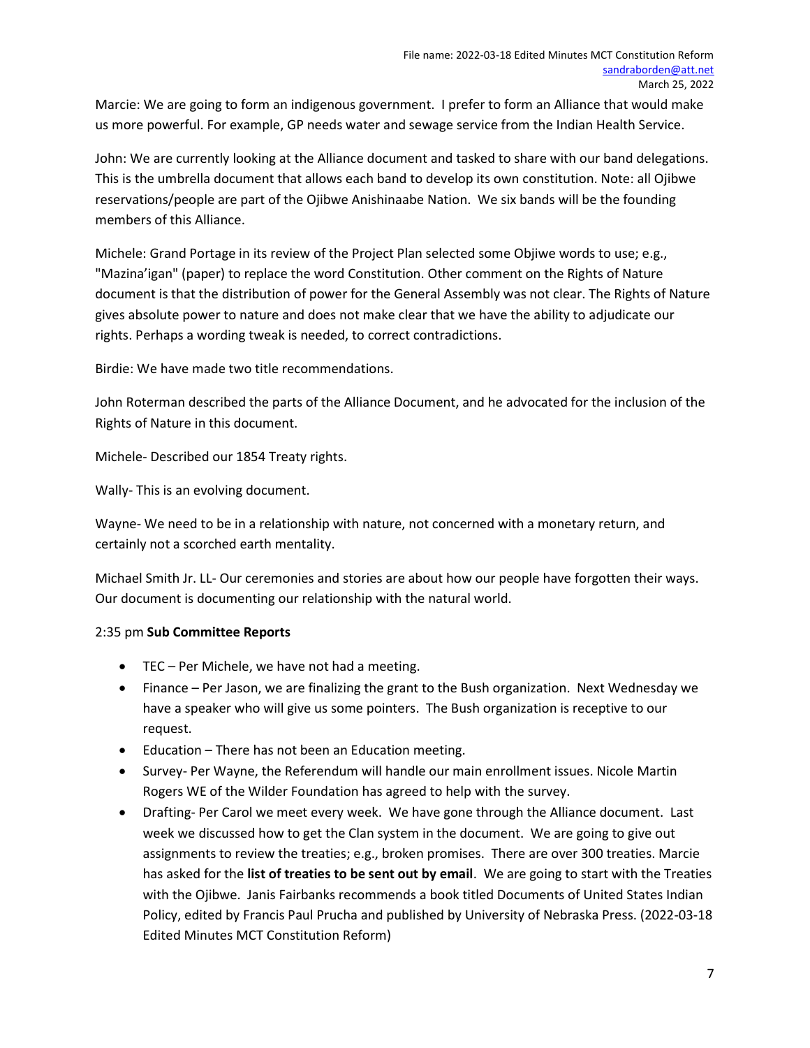Marcie: We are going to form an indigenous government. I prefer to form an Alliance that would make us more powerful. For example, GP needs water and sewage service from the Indian Health Service.

John: We are currently looking at the Alliance document and tasked to share with our band delegations. This is the umbrella document that allows each band to develop its own constitution. Note: all Ojibwe reservations/people are part of the Ojibwe Anishinaabe Nation. We six bands will be the founding members of this Alliance.

Michele: Grand Portage in its review of the Project Plan selected some Objiwe words to use; e.g., "Mazina'igan" (paper) to replace the word Constitution. Other comment on the Rights of Nature document is that the distribution of power for the General Assembly was not clear. The Rights of Nature gives absolute power to nature and does not make clear that we have the ability to adjudicate our rights. Perhaps a wording tweak is needed, to correct contradictions.

Birdie: We have made two title recommendations.

John Roterman described the parts of the Alliance Document, and he advocated for the inclusion of the Rights of Nature in this document.

Michele- Described our 1854 Treaty rights.

Wally- This is an evolving document.

Wayne- We need to be in a relationship with nature, not concerned with a monetary return, and certainly not a scorched earth mentality.

Michael Smith Jr. LL- Our ceremonies and stories are about how our people have forgotten their ways. Our document is documenting our relationship with the natural world.

2:35 pm **Sub Committee Reports**

- TEC – Per Michele, we have not had a meeting.
- Finance – Per Jason, we are finalizing the grant to the Bush organization. Next Wednesday we have a speaker who will give us some pointers. The Bush organization is receptive to our request.
- Education – There has not been an Education meeting.
- Survey- Per Wayne, the Referendum will handle our main enrollment issues. Nicole Martin Rogers WE of the Wilder Foundation has agreed to help with the survey.
- Drafting- Per Carol we meet every week. We have gone through the Alliance document. Last week we discussed how to get the Clan system in the document. We are going to give out assignments to review the treaties; e.g., broken promises. There are over 300 treaties. Marcie has asked for the **list of treaties to be sent out by email**. We are going to start with the Treaties with the Ojibwe. Janis Fairbanks recommends a book titled Documents of United States Indian Policy, edited by Francis Paul Prucha and published by University of Nebraska Press. (2022-03-18 Edited Minutes MCT Constitution Reform)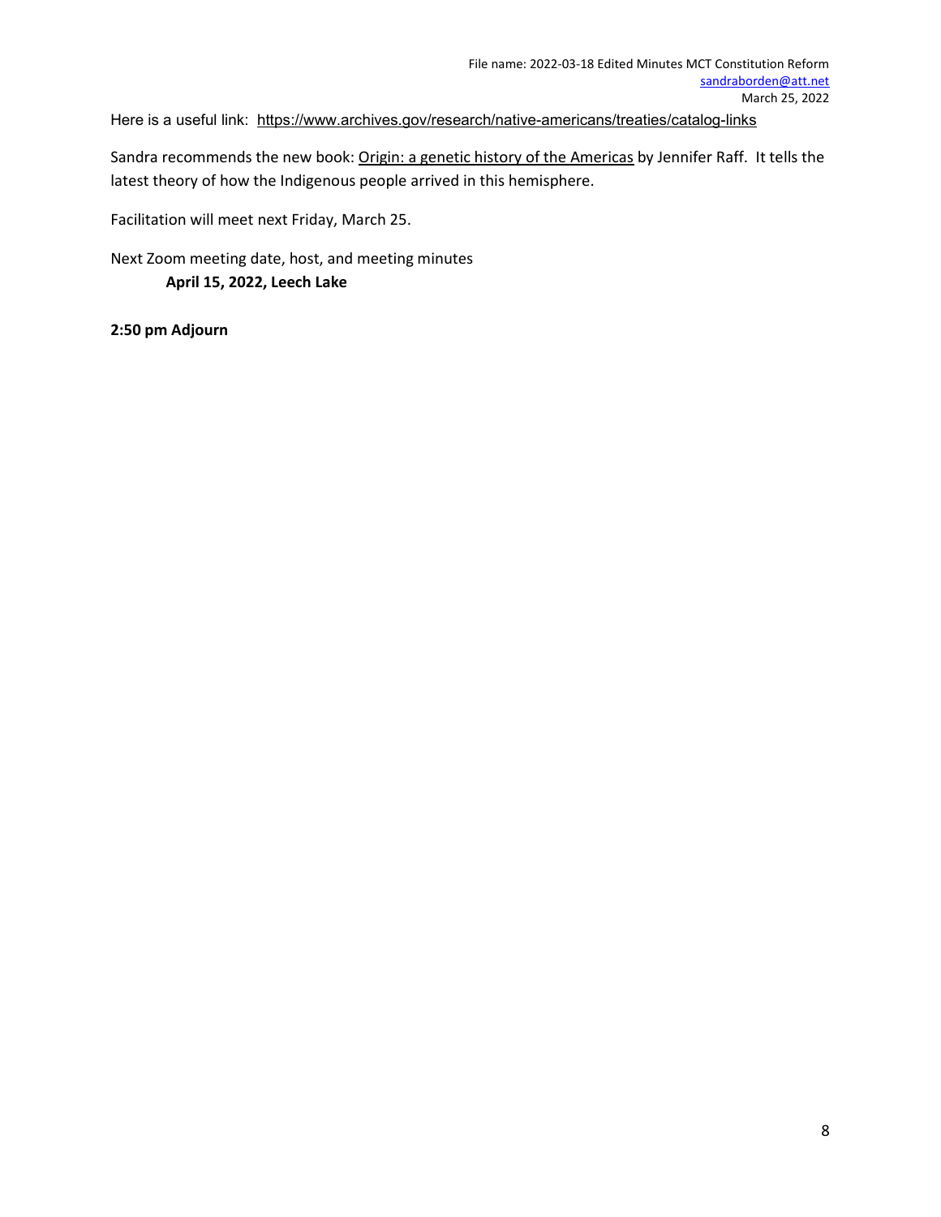Here is a useful link: https://www.archives.gov/research/native-americans/treaties/catalog-links

Sandra recommends the new book: Origin: a genetic history of the Americas by Jennifer Raff. It tells the latest theory of how the Indigenous people arrived in this hemisphere.

Facilitation will meet next Friday, March 25.

Next Zoom meeting date, host, and meeting minutes

**April 15, 2022, Leech Lake**

**2:50 pm Adjourn**